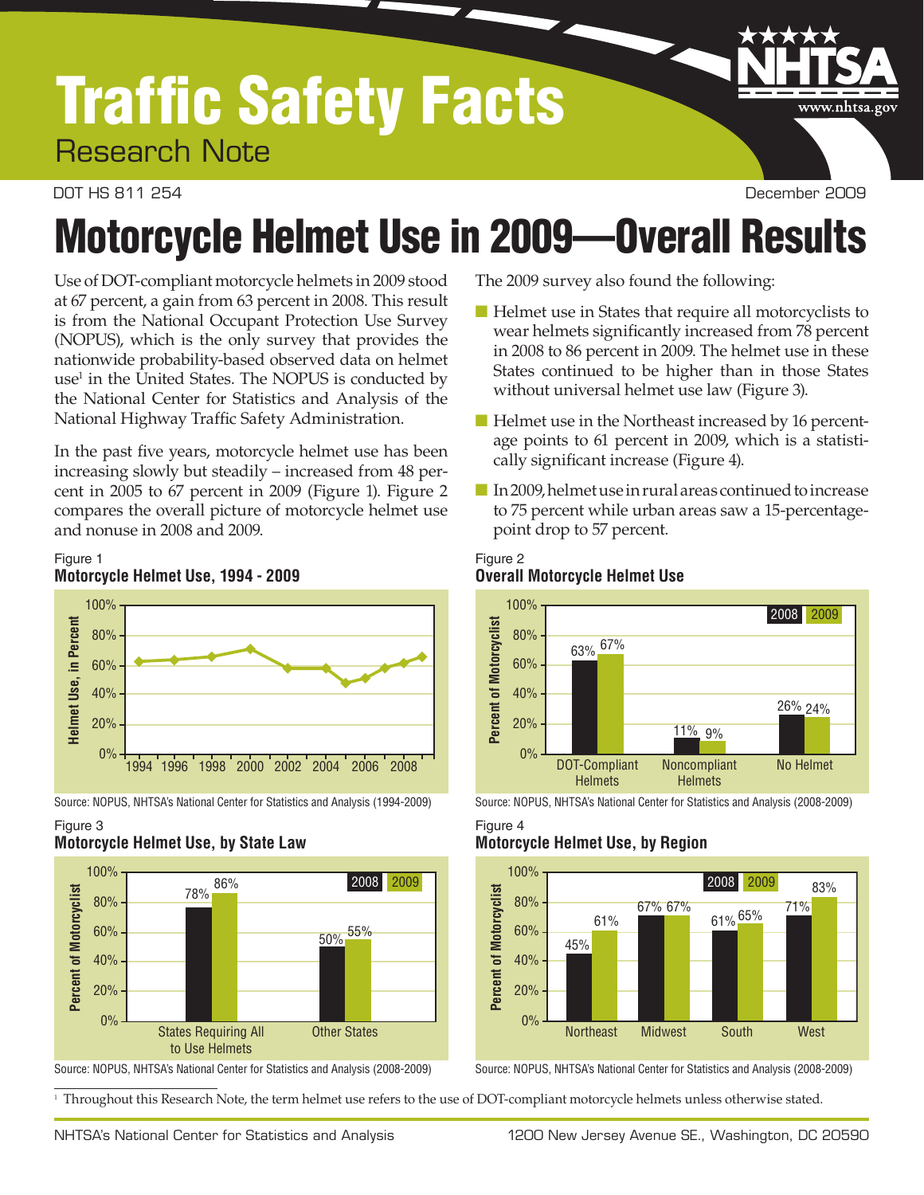# Traffic Safety Facts

Research Note

DOT HS 811 254 December 2009

# Motorcycle Helmet Use in 2009—Overall Results

Use of DOT-compliant motorcycle helmets in 2009 stood at 67 percent, a gain from 63 percent in 2008. This result is from the National Occupant Protection Use Survey (NOPUS), which is the only survey that provides the nationwide probability-based observed data on helmet use[1] in the United States. The NOPUS is conducted by the National Center for Statistics and Analysis of the National Highway Traffic Safety Administration.

In the past five years, motorcycle helmet use has been increasing slowly but steadily – increased from 48 percent in 2005 to 67 percent in 2009 (Figure 1). Figure 2 compares the overall picture of motorcycle helmet use and nonuse in 2008 and 2009.

The 2009 survey also found the following:

- Helmet use in States that require all motorcyclists to wear helmets significantly increased from 78 percent in 2008 to 86 percent in 2009. The helmet use in these States continued to be higher than in those States without universal helmet use law (Figure 3).
- Helmet use in the Northeast increased by 16 percentage points to 61 percent in 2009, which is a statistically significant increase (Figure 4).
- In 2009, helmet use in rural areas continued to increase to 75 percent while urban areas saw a 15-percentage-point drop to 57 percent.

Figure 1
**Motorcycle Helmet Use, 1994 - 2009**

Source: NOPUS, NHTSA's National Center for Statistics and Analysis (1994-2009)

Figure 2
**Overall Motorcycle Helmet Use**

| Percent of Motorcyclist | 2008 | 2009 |
|---|---|---|
| DOT-Compliant Helmets | 63% | 67% |
| Noncompliant Helmets | 11% | 9% |
| No Helmet | 26% | 24% |

Source: NOPUS, NHTSA's National Center for Statistics and Analysis (2008-2009)

Figure 3
**Motorcycle Helmet Use, by State Law**

| Percent of Motorcyclist | 2008 | 2009 |
|---|---|---|
| States Requiring All to Use Helmets | 78% | 86% |
| Other States | 50% | 55% |

Source: NOPUS, NHTSA's National Center for Statistics and Analysis (2008-2009)

Figure 4
**Motorcycle Helmet Use, by Region**

| Percent of Motorcyclist | 2008 | 2009 |
|---|---|---|
| Northeast | 45% | 61% |
| Midwest | 67% | 67% |
| South | 61% | 65% |
| West | 71% | 83% |

Source: NOPUS, NHTSA's National Center for Statistics and Analysis (2008-2009)

[1] Throughout this Research Note, the term helmet use refers to the use of DOT-compliant motorcycle helmets unless otherwise stated.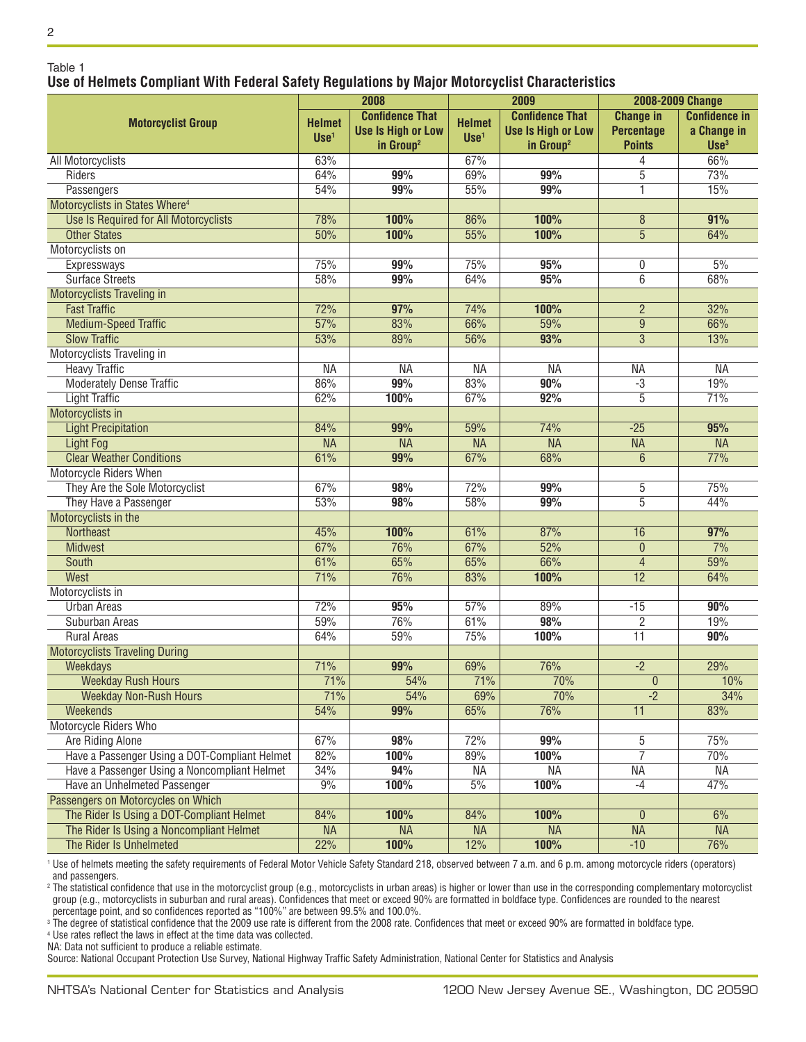Table 1

**Use of Helmets Compliant With Federal Safety Regulations by Major Motorcyclist Characteristics**

| Motorcyclist Group | 2008 | | 2009 | | 2008-2009 Change | |
|---|---|---|---|---|---|---|
| | Helmet Use[1] | Confidence That Use Is High or Low in Group[2] | Helmet Use[1] | Confidence That Use Is High or Low in Group[2] | Change in Percentage Points | Confidence in a Change in Use[3] |
| All Motorcyclists | 63% | | 67% | | 4 | 66% |
| Riders | 64% | **99%** | 69% | **99%** | 5 | 73% |
| Passengers | 54% | **99%** | 55% | **99%** | 1 | 15% |
| Motorcyclists in States Where[4] | | | | | | |
| Use Is Required for All Motorcyclists | 78% | **100%** | 86% | **100%** | 8 | **91%** |
| Other States | 50% | **100%** | 55% | **100%** | 5 | 64% |
| Motorcyclists on | | | | | | |
| Expressways | 75% | **99%** | 75% | **95%** | 0 | 5% |
| Surface Streets | 58% | **99%** | 64% | **95%** | 6 | 68% |
| Motorcyclists Traveling in | | | | | | |
| Fast Traffic | 72% | **97%** | 74% | **100%** | 2 | 32% |
| Medium-Speed Traffic | 57% | 83% | 66% | 59% | 9 | 66% |
| Slow Traffic | 53% | 89% | 56% | **93%** | 3 | 13% |
| Motorcyclists Traveling in | | | | | | |
| Heavy Traffic | NA | NA | NA | NA | NA | NA |
| Moderately Dense Traffic | 86% | **99%** | 83% | **90%** | -3 | 19% |
| Light Traffic | 62% | **100%** | 67% | **92%** | 5 | 71% |
| Motorcyclists in | | | | | | |
| Light Precipitation | 84% | **99%** | 59% | 74% | -25 | **95%** |
| Light Fog | NA | NA | NA | NA | NA | NA |
| Clear Weather Conditions | 61% | **99%** | 67% | 68% | 6 | 77% |
| Motorcycle Riders When | | | | | | |
| They Are the Sole Motorcyclist | 67% | **98%** | 72% | **99%** | 5 | 75% |
| They Have a Passenger | 53% | **98%** | 58% | **99%** | 5 | 44% |
| Motorcyclists in the | | | | | | |
| Northeast | 45% | **100%** | 61% | 87% | 16 | **97%** |
| Midwest | 67% | 76% | 67% | 52% | 0 | 7% |
| South | 61% | 65% | 65% | 66% | 4 | 59% |
| West | 71% | 76% | 83% | **100%** | 12 | 64% |
| Motorcyclists in | | | | | | |
| Urban Areas | 72% | **95%** | 57% | 89% | -15 | **90%** |
| Suburban Areas | 59% | 76% | 61% | **98%** | 2 | 19% |
| Rural Areas | 64% | 59% | 75% | **100%** | 11 | **90%** |
| Motorcyclists Traveling During | | | | | | |
| Weekdays | 71% | **99%** | 69% | 76% | -2 | 29% |
| Weekday Rush Hours | 71% | 54% | 71% | 70% | 0 | 10% |
| Weekday Non-Rush Hours | 71% | 54% | 69% | 70% | -2 | 34% |
| Weekends | 54% | **99%** | 65% | 76% | 11 | 83% |
| Motorcycle Riders Who | | | | | | |
| Are Riding Alone | 67% | **98%** | 72% | **99%** | 5 | 75% |
| Have a Passenger Using a DOT-Compliant Helmet | 82% | **100%** | 89% | **100%** | 7 | 70% |
| Have a Passenger Using a Noncompliant Helmet | 34% | **94%** | NA | NA | NA | NA |
| Have an Unhelmeted Passenger | 9% | **100%** | 5% | **100%** | -4 | 47% |
| Passengers on Motorcycles on Which | | | | | | |
| The Rider Is Using a DOT-Compliant Helmet | 84% | **100%** | 84% | **100%** | 0 | 6% |
| The Rider Is Using a Noncompliant Helmet | NA | NA | NA | NA | NA | NA |
| The Rider Is Unhelmeted | 22% | **100%** | 12% | **100%** | -10 | 76% |

[1] Use of helmets meeting the safety requirements of Federal Motor Vehicle Safety Standard 218, observed between 7 a.m. and 6 p.m. among motorcycle riders (operators) and passengers.

[2] The statistical confidence that use in the motorcyclist group (e.g., motorcyclists in urban areas) is higher or lower than use in the corresponding complementary motorcyclist group (e.g., motorcyclists in suburban and rural areas). Confidences that meet or exceed 90% are formatted in boldface type. Confidences are rounded to the nearest percentage point, and so confidences reported as "100%" are between 99.5% and 100.0%.

[3] The degree of statistical confidence that the 2009 use rate is different from the 2008 rate. Confidences that meet or exceed 90% are formatted in boldface type.

[4] Use rates reflect the laws in effect at the time data was collected.

NA: Data not sufficient to produce a reliable estimate.

Source: National Occupant Protection Use Survey, National Highway Traffic Safety Administration, National Center for Statistics and Analysis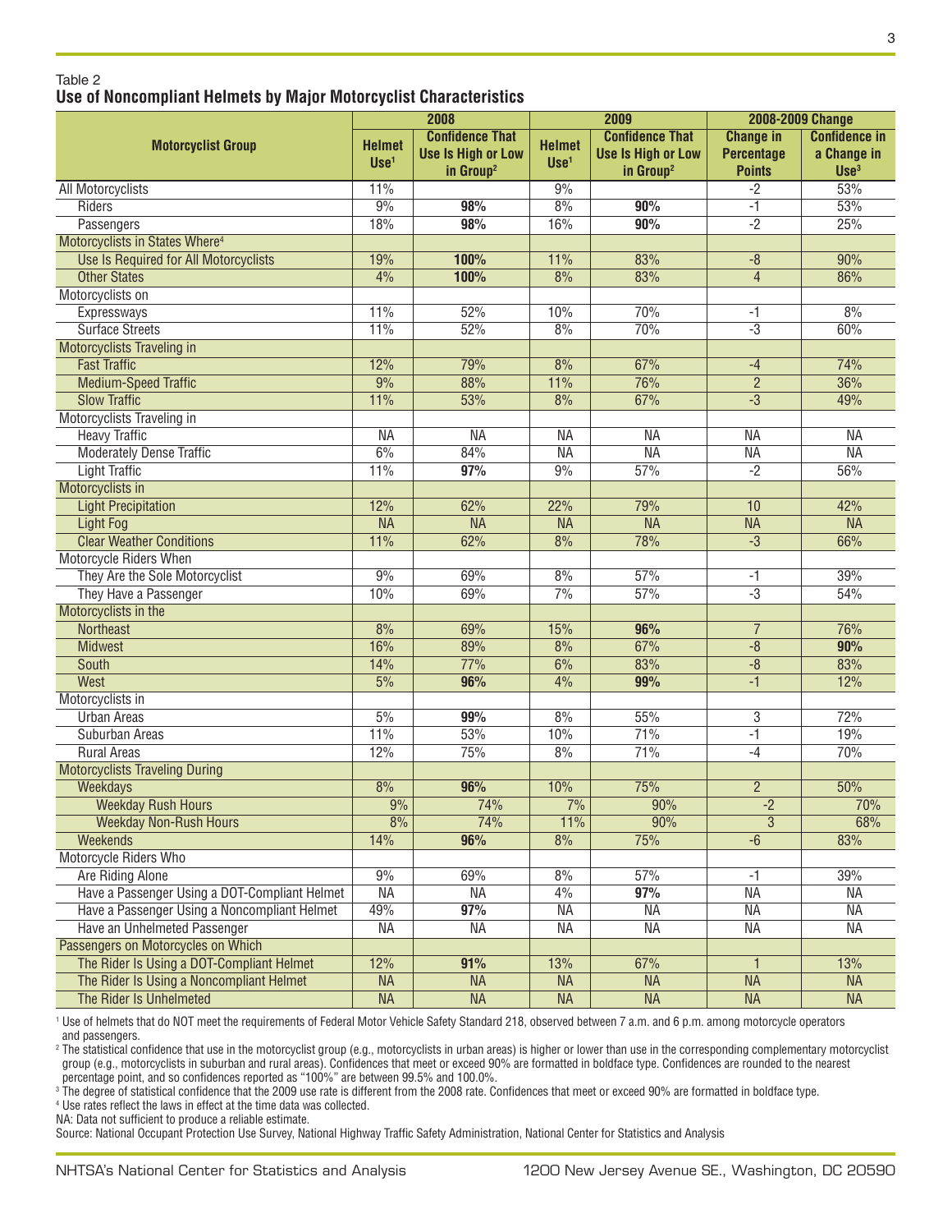Table 2

**Use of Noncompliant Helmets by Major Motorcyclist Characteristics**

| Motorcyclist Group | 2008 | | 2009 | | 2008-2009 Change | |
|---|---|---|---|---|---|---|
| | Helmet Use[1] | Confidence That Use Is High or Low in Group[2] | Helmet Use[1] | Confidence That Use Is High or Low in Group[2] | Change in Percentage Points | Confidence in a Change in Use[3] |
| All Motorcyclists | 11% | | 9% | | -2 | 53% |
| Riders | 9% | **98%** | 8% | **90%** | -1 | 53% |
| Passengers | 18% | **98%** | 16% | **90%** | -2 | 25% |
| Motorcyclists in States Where[4] | | | | | | |
| Use Is Required for All Motorcyclists | 19% | **100%** | 11% | 83% | -8 | 90% |
| Other States | 4% | **100%** | 8% | 83% | 4 | 86% |
| Motorcyclists on | | | | | | |
| Expressways | 11% | 52% | 10% | 70% | -1 | 8% |
| Surface Streets | 11% | 52% | 8% | 70% | -3 | 60% |
| Motorcyclists Traveling in | | | | | | |
| Fast Traffic | 12% | 79% | 8% | 67% | -4 | 74% |
| Medium-Speed Traffic | 9% | 88% | 11% | 76% | 2 | 36% |
| Slow Traffic | 11% | 53% | 8% | 67% | -3 | 49% |
| Motorcyclists Traveling in | | | | | | |
| Heavy Traffic | NA | NA | NA | NA | NA | NA |
| Moderately Dense Traffic | 6% | 84% | NA | NA | NA | NA |
| Light Traffic | 11% | **97%** | 9% | 57% | -2 | 56% |
| Motorcyclists in | | | | | | |
| Light Precipitation | 12% | 62% | 22% | 79% | 10 | 42% |
| Light Fog | NA | NA | NA | NA | NA | NA |
| Clear Weather Conditions | 11% | 62% | 8% | 78% | -3 | 66% |
| Motorcycle Riders When | | | | | | |
| They Are the Sole Motorcyclist | 9% | 69% | 8% | 57% | -1 | 39% |
| They Have a Passenger | 10% | 69% | 7% | 57% | -3 | 54% |
| Motorcyclists in the | | | | | | |
| Northeast | 8% | 69% | 15% | **96%** | 7 | 76% |
| Midwest | 16% | 89% | 8% | 67% | -8 | **90%** |
| South | 14% | 77% | 6% | 83% | -8 | 83% |
| West | 5% | **96%** | 4% | **99%** | -1 | 12% |
| Motorcyclists in | | | | | | |
| Urban Areas | 5% | **99%** | 8% | 55% | 3 | 72% |
| Suburban Areas | 11% | 53% | 10% | 71% | -1 | 19% |
| Rural Areas | 12% | 75% | 8% | 71% | -4 | 70% |
| Motorcyclists Traveling During | | | | | | |
| Weekdays | 8% | **96%** | 10% | 75% | 2 | 50% |
| Weekday Rush Hours | 9% | 74% | 7% | 90% | -2 | 70% |
| Weekday Non-Rush Hours | 8% | 74% | 11% | 90% | 3 | 68% |
| Weekends | 14% | **96%** | 8% | 75% | -6 | 83% |
| Motorcycle Riders Who | | | | | | |
| Are Riding Alone | 9% | 69% | 8% | 57% | -1 | 39% |
| Have a Passenger Using a DOT-Compliant Helmet | NA | NA | 4% | **97%** | NA | NA |
| Have a Passenger Using a Noncompliant Helmet | 49% | **97%** | NA | NA | NA | NA |
| Have an Unhelmeted Passenger | NA | NA | NA | NA | NA | NA |
| Passengers on Motorcycles on Which | | | | | | |
| The Rider Is Using a DOT-Compliant Helmet | 12% | **91%** | 13% | 67% | 1 | 13% |
| The Rider Is Using a Noncompliant Helmet | NA | NA | NA | NA | NA | NA |
| The Rider Is Unhelmeted | NA | NA | NA | NA | NA | NA |

[1] Use of helmets that do NOT meet the requirements of Federal Motor Vehicle Safety Standard 218, observed between 7 a.m. and 6 p.m. among motorcycle operators and passengers.

[2] The statistical confidence that use in the motorcyclist group (e.g., motorcyclists in urban areas) is higher or lower than use in the corresponding complementary motorcyclist group (e.g., motorcyclists in suburban and rural areas). Confidences that meet or exceed 90% are formatted in boldface type. Confidences are rounded to the nearest percentage point, and so confidences reported as "100%" are between 99.5% and 100.0%.

[3] The degree of statistical confidence that the 2009 use rate is different from the 2008 rate. Confidences that meet or exceed 90% are formatted in boldface type.

[4] Use rates reflect the laws in effect at the time data was collected.

NA: Data not sufficient to produce a reliable estimate.

Source: National Occupant Protection Use Survey, National Highway Traffic Safety Administration, National Center for Statistics and Analysis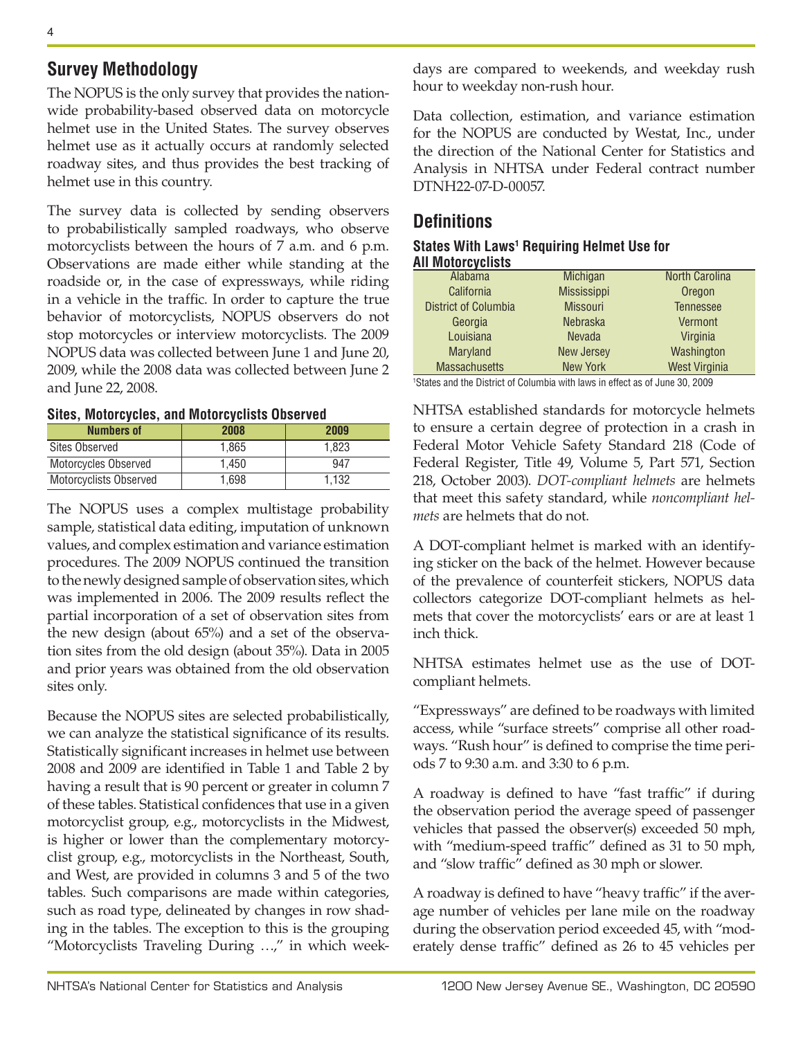## Survey Methodology

The NOPUS is the only survey that provides the nationwide probability-based observed data on motorcycle helmet use in the United States. The survey observes helmet use as it actually occurs at randomly selected roadway sites, and thus provides the best tracking of helmet use in this country.

The survey data is collected by sending observers to probabilistically sampled roadways, who observe motorcyclists between the hours of 7 a.m. and 6 p.m. Observations are made either while standing at the roadside or, in the case of expressways, while riding in a vehicle in the traffic. In order to capture the true behavior of motorcyclists, NOPUS observers do not stop motorcycles or interview motorcyclists. The 2009 NOPUS data was collected between June 1 and June 20, 2009, while the 2008 data was collected between June 2 and June 22, 2008.

**Sites, Motorcycles, and Motorcyclists Observed**

| Numbers of | 2008 | 2009 |
|---|---|---|
| Sites Observed | 1,865 | 1,823 |
| Motorcycles Observed | 1,450 | 947 |
| Motorcyclists Observed | 1,698 | 1,132 |

The NOPUS uses a complex multistage probability sample, statistical data editing, imputation of unknown values, and complex estimation and variance estimation procedures. The 2009 NOPUS continued the transition to the newly designed sample of observation sites, which was implemented in 2006. The 2009 results reflect the partial incorporation of a set of observation sites from the new design (about 65%) and a set of the observation sites from the old design (about 35%). Data in 2005 and prior years was obtained from the old observation sites only.

Because the NOPUS sites are selected probabilistically, we can analyze the statistical significance of its results. Statistically significant increases in helmet use between 2008 and 2009 are identified in Table 1 and Table 2 by having a result that is 90 percent or greater in column 7 of these tables. Statistical confidences that use in a given motorcyclist group, e.g., motorcyclists in the Midwest, is higher or lower than the complementary motorcyclist group, e.g., motorcyclists in the Northeast, South, and West, are provided in columns 3 and 5 of the two tables. Such comparisons are made within categories, such as road type, delineated by changes in row shading in the tables. The exception to this is the grouping "Motorcyclists Traveling During …," in which weekdays are compared to weekends, and weekday rush hour to weekday non-rush hour.

Data collection, estimation, and variance estimation for the NOPUS are conducted by Westat, Inc., under the direction of the National Center for Statistics and Analysis in NHTSA under Federal contract number DTNH22-07-D-00057.

## Definitions

**States With Laws[1] Requiring Helmet Use for All Motorcyclists**

| | | |
|---|---|---|
| Alabama | Michigan | North Carolina |
| California | Mississippi | Oregon |
| District of Columbia | Missouri | Tennessee |
| Georgia | Nebraska | Vermont |
| Louisiana | Nevada | Virginia |
| Maryland | New Jersey | Washington |
| Massachusetts | New York | West Virginia |

[1]States and the District of Columbia with laws in effect as of June 30, 2009

NHTSA established standards for motorcycle helmets to ensure a certain degree of protection in a crash in Federal Motor Vehicle Safety Standard 218 (Code of Federal Register, Title 49, Volume 5, Part 571, Section 218, October 2003). *DOT-compliant helmets* are helmets that meet this safety standard, while *noncompliant helmets* are helmets that do not.

A DOT-compliant helmet is marked with an identifying sticker on the back of the helmet. However because of the prevalence of counterfeit stickers, NOPUS data collectors categorize DOT-compliant helmets as helmets that cover the motorcyclists' ears or are at least 1 inch thick.

NHTSA estimates helmet use as the use of DOT-compliant helmets.

"Expressways" are defined to be roadways with limited access, while "surface streets" comprise all other roadways. "Rush hour" is defined to comprise the time periods 7 to 9:30 a.m. and 3:30 to 6 p.m.

A roadway is defined to have "fast traffic" if during the observation period the average speed of passenger vehicles that passed the observer(s) exceeded 50 mph, with "medium-speed traffic" defined as 31 to 50 mph, and "slow traffic" defined as 30 mph or slower.

A roadway is defined to have "heavy traffic" if the average number of vehicles per lane mile on the roadway during the observation period exceeded 45, with "moderately dense traffic" defined as 26 to 45 vehicles per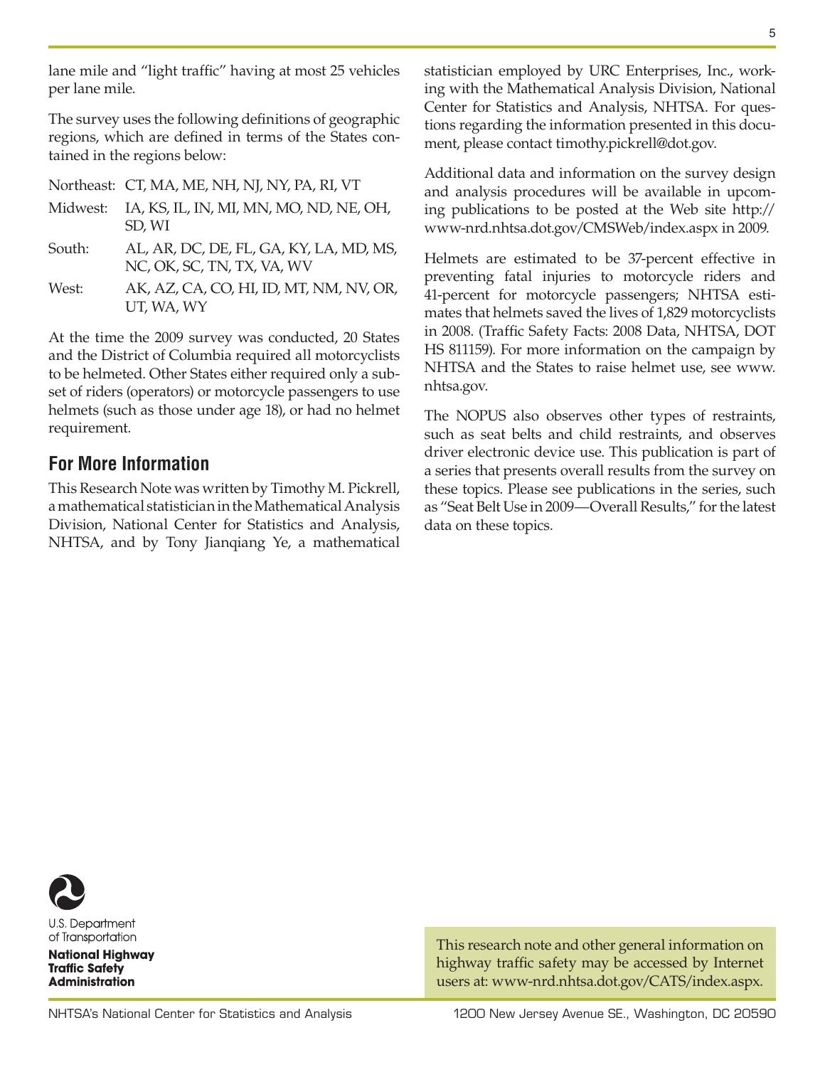lane mile and "light traffic" having at most 25 vehicles per lane mile.

The survey uses the following definitions of geographic regions, which are defined in terms of the States contained in the regions below:

| | |
|---|---|
| Northeast: | CT, MA, ME, NH, NJ, NY, PA, RI, VT |
| Midwest: | IA, KS, IL, IN, MI, MN, MO, ND, NE, OH, SD, WI |
| South: | AL, AR, DC, DE, FL, GA, KY, LA, MD, MS, NC, OK, SC, TN, TX, VA, WV |
| West: | AK, AZ, CA, CO, HI, ID, MT, NM, NV, OR, UT, WA, WY |

At the time the 2009 survey was conducted, 20 States and the District of Columbia required all motorcyclists to be helmeted. Other States either required only a subset of riders (operators) or motorcycle passengers to use helmets (such as those under age 18), or had no helmet requirement.

## For More Information

This Research Note was written by Timothy M. Pickrell, a mathematical statistician in the Mathematical Analysis Division, National Center for Statistics and Analysis, NHTSA, and by Tony Jianqiang Ye, a mathematical statistician employed by URC Enterprises, Inc., working with the Mathematical Analysis Division, National Center for Statistics and Analysis, NHTSA. For questions regarding the information presented in this document, please contact timothy.pickrell@dot.gov.

Additional data and information on the survey design and analysis procedures will be available in upcoming publications to be posted at the Web site http://www-nrd.nhtsa.dot.gov/CMSWeb/index.aspx in 2009.

Helmets are estimated to be 37-percent effective in preventing fatal injuries to motorcycle riders and 41-percent for motorcycle passengers; NHTSA estimates that helmets saved the lives of 1,829 motorcyclists in 2008. (Traffic Safety Facts: 2008 Data, NHTSA, DOT HS 811159). For more information on the campaign by NHTSA and the States to raise helmet use, see www.nhtsa.gov.

The NOPUS also observes other types of restraints, such as seat belts and child restraints, and observes driver electronic device use. This publication is part of a series that presents overall results from the survey on these topics. Please see publications in the series, such as "Seat Belt Use in 2009—Overall Results," for the latest data on these topics.

U.S. Department of Transportation
**National Highway Traffic Safety Administration**

This research note and other general information on highway traffic safety may be accessed by Internet users at: www-nrd.nhtsa.dot.gov/CATS/index.aspx.